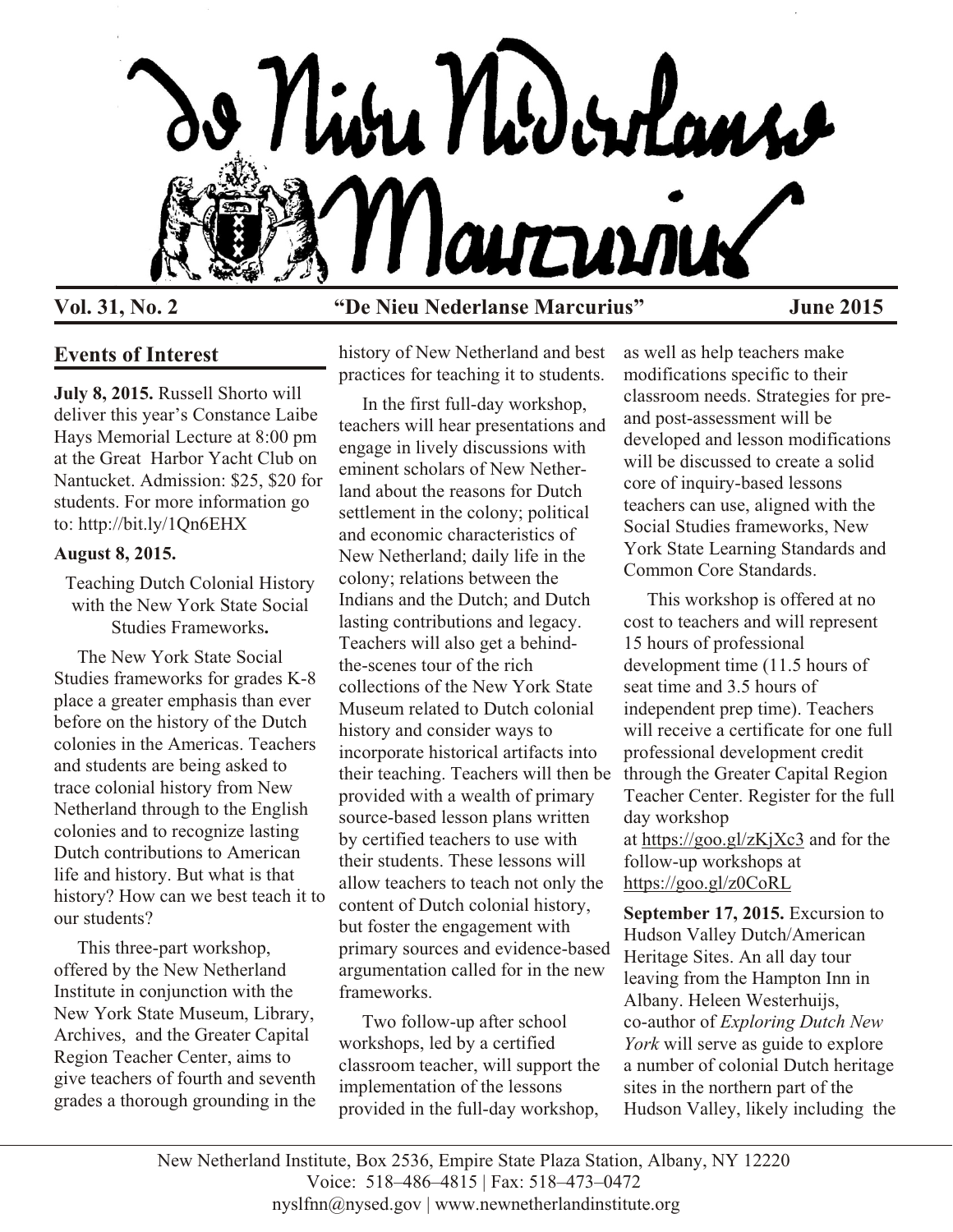# De Nieu Nederlanse Marcurius

**Vol. 31, No. 2** **"De Nieu Nederlanse Marcurius"** **June 2015**

## Events of Interest

**July 8, 2015.** Russell Shorto will deliver this year's Constance Laibe Hays Memorial Lecture at 8:00 pm at the Great Harbor Yacht Club on Nantucket. Admission: $25, $20 for students. For more information go to: http://bit.ly/1Qn6EHX

**August 8, 2015.**

Teaching Dutch Colonial History with the New York State Social Studies Frameworks**.**

The New York State Social Studies frameworks for grades K-8 place a greater emphasis than ever before on the history of the Dutch colonies in the Americas. Teachers and students are being asked to trace colonial history from New Netherland through to the English colonies and to recognize lasting Dutch contributions to American life and history. But what is that history? How can we best teach it to our students?

This three-part workshop, offered by the New Netherland Institute in conjunction with the New York State Museum, Library, Archives, and the Greater Capital Region Teacher Center, aims to give teachers of fourth and seventh grades a thorough grounding in the history of New Netherland and best practices for teaching it to students.

In the first full-day workshop, teachers will hear presentations and engage in lively discussions with eminent scholars of New Netherland about the reasons for Dutch settlement in the colony; political and economic characteristics of New Netherland; daily life in the colony; relations between the Indians and the Dutch; and Dutch lasting contributions and legacy. Teachers will also get a behind-the-scenes tour of the rich collections of the New York State Museum related to Dutch colonial history and consider ways to incorporate historical artifacts into their teaching. Teachers will then be provided with a wealth of primary source-based lesson plans written by certified teachers to use with their students. These lessons will allow teachers to teach not only the content of Dutch colonial history, but foster the engagement with primary sources and evidence-based argumentation called for in the new frameworks.

Two follow-up after school workshops, led by a certified classroom teacher, will support the implementation of the lessons provided in the full-day workshop, as well as help teachers make modifications specific to their classroom needs. Strategies for pre- and post-assessment will be developed and lesson modifications will be discussed to create a solid core of inquiry-based lessons teachers can use, aligned with the Social Studies frameworks, New York State Learning Standards and Common Core Standards.

This workshop is offered at no cost to teachers and will represent 15 hours of professional development time (11.5 hours of seat time and 3.5 hours of independent prep time). Teachers will receive a certificate for one full professional development credit through the Greater Capital Region Teacher Center. Register for the full day workshop at https://goo.gl/zKjXc3 and for the follow-up workshops at https://goo.gl/z0CoRL

**September 17, 2015.** Excursion to Hudson Valley Dutch/American Heritage Sites. An all day tour leaving from the Hampton Inn in Albany. Heleen Westerhuijs, co-author of *Exploring Dutch New York* will serve as guide to explore a number of colonial Dutch heritage sites in the northern part of the Hudson Valley, likely including the

New Netherland Institute, Box 2536, Empire State Plaza Station, Albany, NY 12220
Voice: 518–486–4815 | Fax: 518–473–0472
nyslfnn@nysed.gov | www.newnetherlandinstitute.org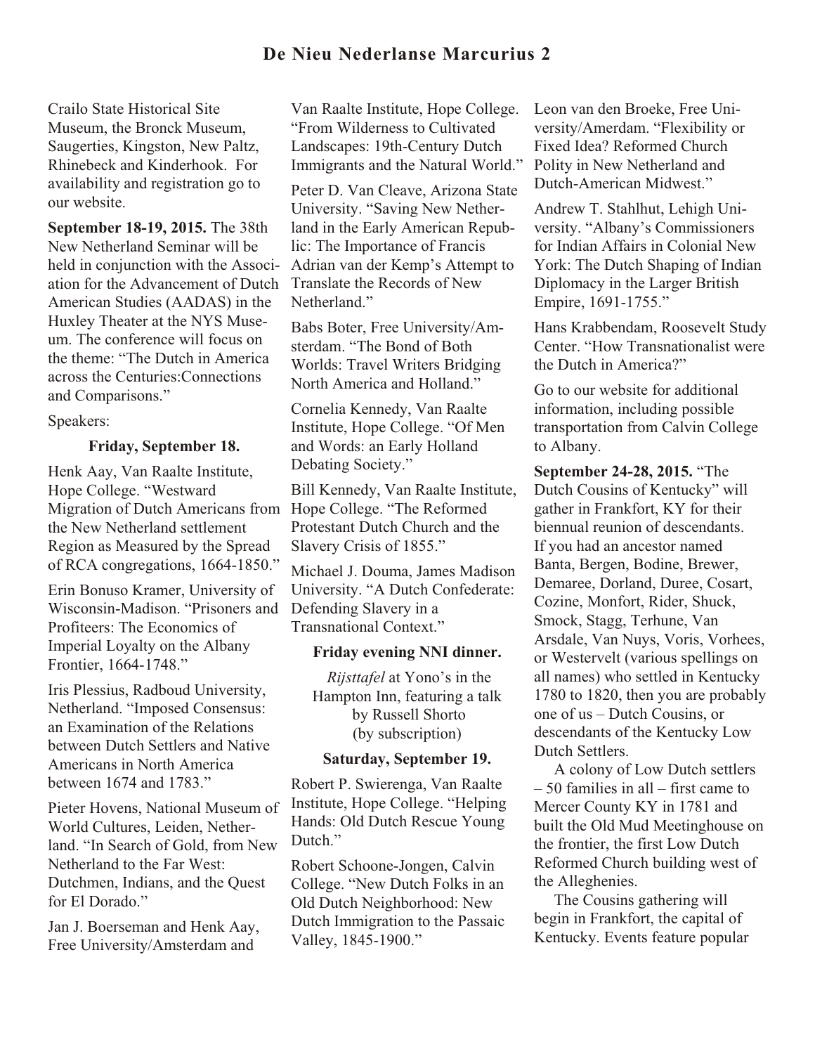Crailo State Historical Site Museum, the Bronck Museum, Saugerties, Kingston, New Paltz, Rhinebeck and Kinderhook. For availability and registration go to our website.

**September 18-19, 2015.** The 38th New Netherland Seminar will be held in conjunction with the Association for the Advancement of Dutch American Studies (AADAS) in the Huxley Theater at the NYS Museum. The conference will focus on the theme: "The Dutch in America across the Centuries:Connections and Comparisons."

Speakers:

**Friday, September 18.**

Henk Aay, Van Raalte Institute, Hope College. "Westward Migration of Dutch Americans from the New Netherland settlement Region as Measured by the Spread of RCA congregations, 1664-1850."

Erin Bonuso Kramer, University of Wisconsin-Madison. "Prisoners and Profiteers: The Economics of Imperial Loyalty on the Albany Frontier, 1664-1748."

Iris Plessius, Radboud University, Netherland. "Imposed Consensus: an Examination of the Relations between Dutch Settlers and Native Americans in North America between 1674 and 1783."

Pieter Hovens, National Museum of World Cultures, Leiden, Netherland. "In Search of Gold, from New Netherland to the Far West: Dutchmen, Indians, and the Quest for El Dorado."

Jan J. Boerseman and Henk Aay, Free University/Amsterdam and Van Raalte Institute, Hope College. "From Wilderness to Cultivated Landscapes: 19th-Century Dutch Immigrants and the Natural World."

Peter D. Van Cleave, Arizona State University. "Saving New Netherland in the Early American Republic: The Importance of Francis Adrian van der Kemp's Attempt to Translate the Records of New Netherland."

Babs Boter, Free University/Amsterdam. "The Bond of Both Worlds: Travel Writers Bridging North America and Holland."

Cornelia Kennedy, Van Raalte Institute, Hope College. "Of Men and Words: an Early Holland Debating Society."

Bill Kennedy, Van Raalte Institute, Hope College. "The Reformed Protestant Dutch Church and the Slavery Crisis of 1855."

Michael J. Douma, James Madison University. "A Dutch Confederate: Defending Slavery in a Transnational Context."

**Friday evening NNI dinner.**

*Rijsttafel* at Yono's in the Hampton Inn, featuring a talk by Russell Shorto (by subscription)

**Saturday, September 19.**

Robert P. Swierenga, Van Raalte Institute, Hope College. "Helping Hands: Old Dutch Rescue Young Dutch."

Robert Schoone-Jongen, Calvin College. "New Dutch Folks in an Old Dutch Neighborhood: New Dutch Immigration to the Passaic Valley, 1845-1900."

Leon van den Broeke, Free University/Amerdam. "Flexibility or Fixed Idea? Reformed Church Polity in New Netherland and Dutch-American Midwest."

Andrew T. Stahlhut, Lehigh University. "Albany's Commissioners for Indian Affairs in Colonial New York: The Dutch Shaping of Indian Diplomacy in the Larger British Empire, 1691-1755."

Hans Krabbendam, Roosevelt Study Center. "How Transnationalist were the Dutch in America?"

Go to our website for additional information, including possible transportation from Calvin College to Albany.

**September 24-28, 2015.** "The Dutch Cousins of Kentucky" will gather in Frankfort, KY for their biennual reunion of descendants. If you had an ancestor named Banta, Bergen, Bodine, Brewer, Demaree, Dorland, Duree, Cosart, Cozine, Monfort, Rider, Shuck, Smock, Stagg, Terhune, Van Arsdale, Van Nuys, Voris, Vorhees, or Westervelt (various spellings on all names) who settled in Kentucky 1780 to 1820, then you are probably one of us – Dutch Cousins, or descendants of the Kentucky Low Dutch Settlers.

A colony of Low Dutch settlers – 50 families in all – first came to Mercer County KY in 1781 and built the Old Mud Meetinghouse on the frontier, the first Low Dutch Reformed Church building west of the Alleghenies.

The Cousins gathering will begin in Frankfort, the capital of Kentucky. Events feature popular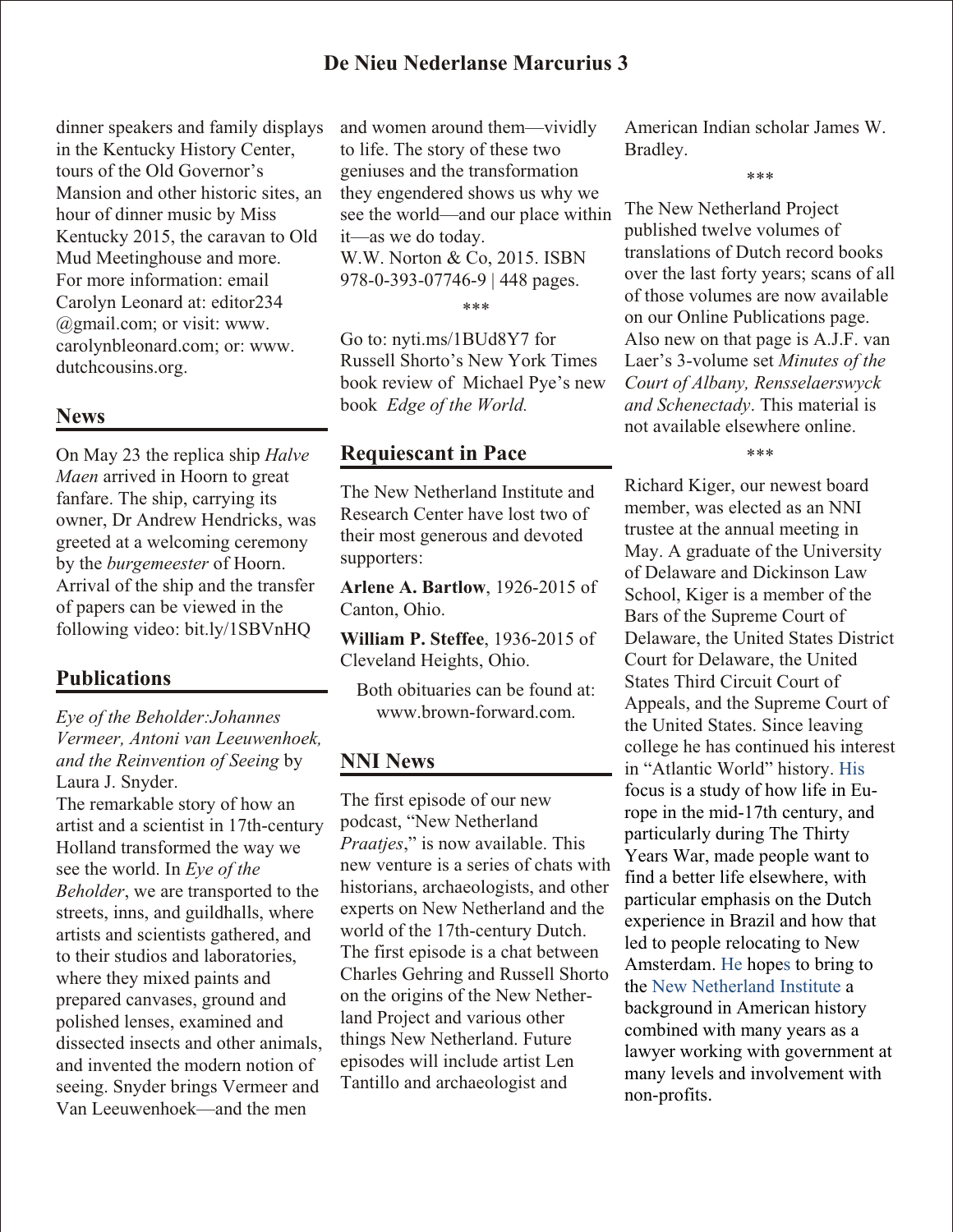dinner speakers and family displays in the Kentucky History Center, tours of the Old Governor's Mansion and other historic sites, an hour of dinner music by Miss Kentucky 2015, the caravan to Old Mud Meetinghouse and more. For more information: email Carolyn Leonard at: editor234 @gmail.com; or visit: www. carolynbleonard.com; or: www. dutchcousins.org.

## News

On May 23 the replica ship *Halve Maen* arrived in Hoorn to great fanfare. The ship, carrying its owner, Dr Andrew Hendricks, was greeted at a welcoming ceremony by the *burgemeester* of Hoorn. Arrival of the ship and the transfer of papers can be viewed in the following video: bit.ly/1SBVnHQ

## Publications

*Eye of the Beholder:Johannes Vermeer, Antoni van Leeuwenhoek, and the Reinvention of Seeing* by Laura J. Snyder.
The remarkable story of how an artist and a scientist in 17th-century Holland transformed the way we see the world. In *Eye of the Beholder*, we are transported to the streets, inns, and guildhalls, where artists and scientists gathered, and to their studios and laboratories, where they mixed paints and prepared canvases, ground and polished lenses, examined and dissected insects and other animals, and invented the modern notion of seeing. Snyder brings Vermeer and Van Leeuwenhoek—and the men and women around them—vividly to life. The story of these two geniuses and the transformation they engendered shows us why we see the world—and our place within it—as we do today.
W.W. Norton & Co, 2015. ISBN 978-0-393-07746-9 | 448 pages.

\*\*\*

Go to: nyti.ms/1BUd8Y7 for Russell Shorto's New York Times book review of Michael Pye's new book *Edge of the World.*

## Requiescant in Pace

The New Netherland Institute and Research Center have lost two of their most generous and devoted supporters:

**Arlene A. Bartlow**, 1926-2015 of Canton, Ohio.

**William P. Steffee**, 1936-2015 of Cleveland Heights, Ohio.

Both obituaries can be found at: www.brown-forward.com.

## NNI News

The first episode of our new podcast, "New Netherland *Praatjes*," is now available. This new venture is a series of chats with historians, archaeologists, and other experts on New Netherland and the world of the 17th-century Dutch. The first episode is a chat between Charles Gehring and Russell Shorto on the origins of the New Netherland Project and various other things New Netherland. Future episodes will include artist Len Tantillo and archaeologist and American Indian scholar James W. Bradley.

\*\*\*

The New Netherland Project published twelve volumes of translations of Dutch record books over the last forty years; scans of all of those volumes are now available on our Online Publications page. Also new on that page is A.J.F. van Laer's 3-volume set *Minutes of the Court of Albany, Rensselaerswyck and Schenectady*. This material is not available elsewhere online.

\*\*\*

Richard Kiger, our newest board member, was elected as an NNI trustee at the annual meeting in May. A graduate of the University of Delaware and Dickinson Law School, Kiger is a member of the Bars of the Supreme Court of Delaware, the United States District Court for Delaware, the United States Third Circuit Court of Appeals, and the Supreme Court of the United States. Since leaving college he has continued his interest in "Atlantic World" history. His focus is a study of how life in Europe in the mid-17th century, and particularly during The Thirty Years War, made people want to find a better life elsewhere, with particular emphasis on the Dutch experience in Brazil and how that led to people relocating to New Amsterdam. He hopes to bring to the New Netherland Institute a background in American history combined with many years as a lawyer working with government at many levels and involvement with non-profits.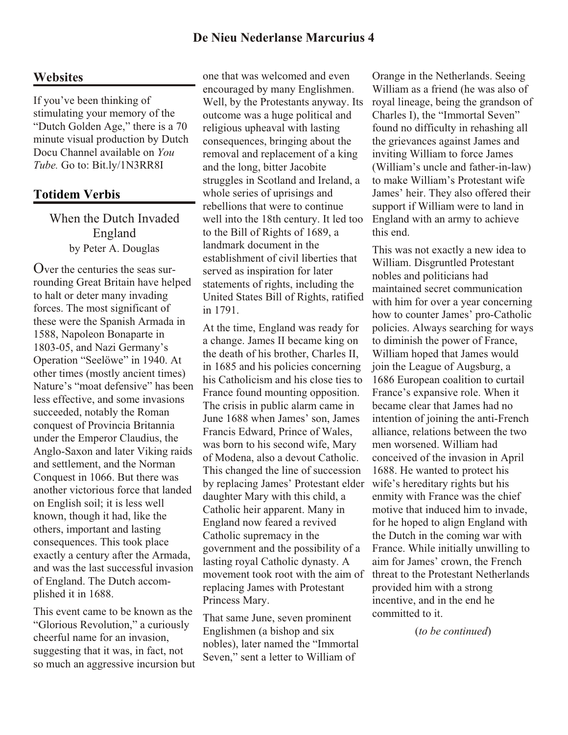## Websites

If you've been thinking of stimulating your memory of the "Dutch Golden Age," there is a 70 minute visual production by Dutch Docu Channel available on *You Tube.* Go to: Bit.ly/1N3RR8I

## Totidem Verbis

### When the Dutch Invaded England

by Peter A. Douglas

Over the centuries the seas surrounding Great Britain have helped to halt or deter many invading forces. The most significant of these were the Spanish Armada in 1588, Napoleon Bonaparte in 1803-05, and Nazi Germany's Operation "Seelöwe" in 1940. At other times (mostly ancient times) Nature's "moat defensive" has been less effective, and some invasions succeeded, notably the Roman conquest of Provincia Britannia under the Emperor Claudius, the Anglo-Saxon and later Viking raids and settlement, and the Norman Conquest in 1066. But there was another victorious force that landed on English soil; it is less well known, though it had, like the others, important and lasting consequences. This took place exactly a century after the Armada, and was the last successful invasion of England. The Dutch accomplished it in 1688.

This event came to be known as the "Glorious Revolution," a curiously cheerful name for an invasion, suggesting that it was, in fact, not so much an aggressive incursion but one that was welcomed and even encouraged by many Englishmen. Well, by the Protestants anyway. Its outcome was a huge political and religious upheaval with lasting consequences, bringing about the removal and replacement of a king and the long, bitter Jacobite struggles in Scotland and Ireland, a whole series of uprisings and rebellions that were to continue well into the 18th century. It led too to the Bill of Rights of 1689, a landmark document in the establishment of civil liberties that served as inspiration for later statements of rights, including the United States Bill of Rights, ratified in 1791.

At the time, England was ready for a change. James II became king on the death of his brother, Charles II, in 1685 and his policies concerning his Catholicism and his close ties to France found mounting opposition. The crisis in public alarm came in June 1688 when James' son, James Francis Edward, Prince of Wales, was born to his second wife, Mary of Modena, also a devout Catholic. This changed the line of succession by replacing James' Protestant elder daughter Mary with this child, a Catholic heir apparent. Many in England now feared a revived Catholic supremacy in the government and the possibility of a lasting royal Catholic dynasty. A movement took root with the aim of replacing James with Protestant Princess Mary.

That same June, seven prominent Englishmen (a bishop and six nobles), later named the "Immortal Seven," sent a letter to William of Orange in the Netherlands. Seeing William as a friend (he was also of royal lineage, being the grandson of Charles I), the "Immortal Seven" found no difficulty in rehashing all the grievances against James and inviting William to force James (William's uncle and father-in-law) to make William's Protestant wife James' heir. They also offered their support if William were to land in England with an army to achieve this end.

This was not exactly a new idea to William. Disgruntled Protestant nobles and politicians had maintained secret communication with him for over a year concerning how to counter James' pro-Catholic policies. Always searching for ways to diminish the power of France, William hoped that James would join the League of Augsburg, a 1686 European coalition to curtail France's expansive role. When it became clear that James had no intention of joining the anti-French alliance, relations between the two men worsened. William had conceived of the invasion in April 1688. He wanted to protect his wife's hereditary rights but his enmity with France was the chief motive that induced him to invade, for he hoped to align England with the Dutch in the coming war with France. While initially unwilling to aim for James' crown, the French threat to the Protestant Netherlands provided him with a strong incentive, and in the end he committed to it.

(*to be continued*)